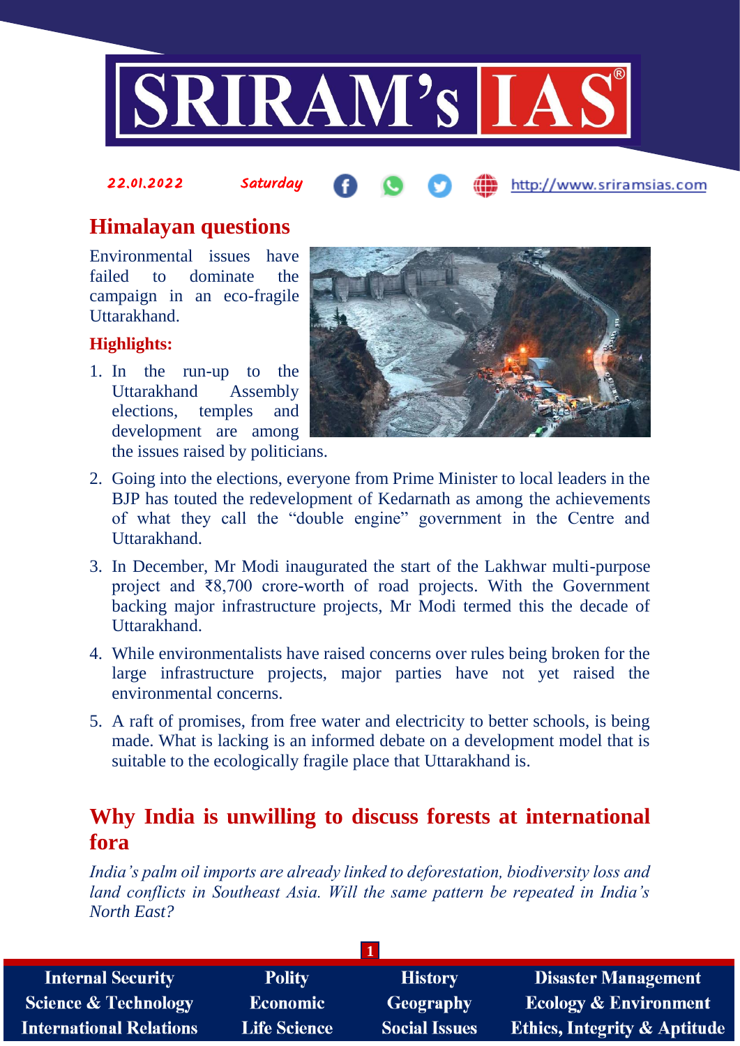22.01.2022 Saturday

## Himalayan questions

Environmental issues have failed to dominate the campaign in an eco-fragile Uttarakhand.

**Highlights:**

1. In the run-up to the Uttarakhand Assembly elections, temples and development are among the issues raised by politicians.
2. Going into the elections, everyone from Prime Minister to local leaders in the BJP has touted the redevelopment of Kedarnath as among the achievements of what they call the "double engine" government in the Centre and Uttarakhand.
3. In December, Mr Modi inaugurated the start of the Lakhwar multi-purpose project and ₹8,700 crore-worth of road projects. With the Government backing major infrastructure projects, Mr Modi termed this the decade of Uttarakhand.
4. While environmentalists have raised concerns over rules being broken for the large infrastructure projects, major parties have not yet raised the environmental concerns.
5. A raft of promises, from free water and electricity to better schools, is being made. What is lacking is an informed debate on a development model that is suitable to the ecologically fragile place that Uttarakhand is.

## Why India is unwilling to discuss forests at international fora

*India's palm oil imports are already linked to deforestation, biodiversity loss and land conflicts in Southeast Asia. Will the same pattern be repeated in India's North East?*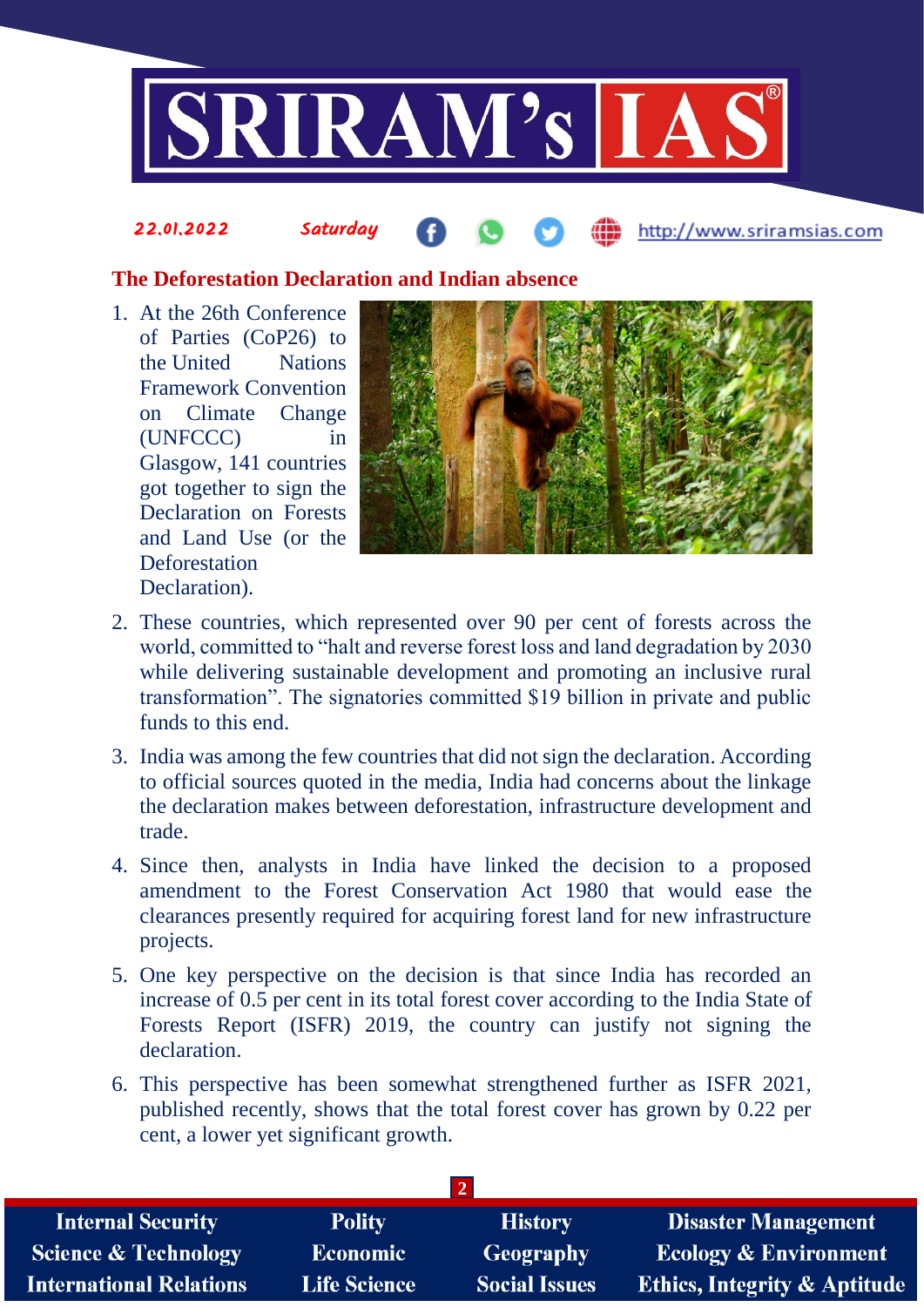## The Deforestation Declaration and Indian absence

1. At the 26th Conference of Parties (CoP26) to the United Nations Framework Convention on Climate Change (UNFCCC) in Glasgow, 141 countries got together to sign the Declaration on Forests and Land Use (or the Deforestation Declaration).
2. These countries, which represented over 90 per cent of forests across the world, committed to "halt and reverse forest loss and land degradation by 2030 while delivering sustainable development and promoting an inclusive rural transformation". The signatories committed $19 billion in private and public funds to this end.
3. India was among the few countries that did not sign the declaration. According to official sources quoted in the media, India had concerns about the linkage the declaration makes between deforestation, infrastructure development and trade.
4. Since then, analysts in India have linked the decision to a proposed amendment to the Forest Conservation Act 1980 that would ease the clearances presently required for acquiring forest land for new infrastructure projects.
5. One key perspective on the decision is that since India has recorded an increase of 0.5 per cent in its total forest cover according to the India State of Forests Report (ISFR) 2019, the country can justify not signing the declaration.
6. This perspective has been somewhat strengthened further as ISFR 2021, published recently, shows that the total forest cover has grown by 0.22 per cent, a lower yet significant growth.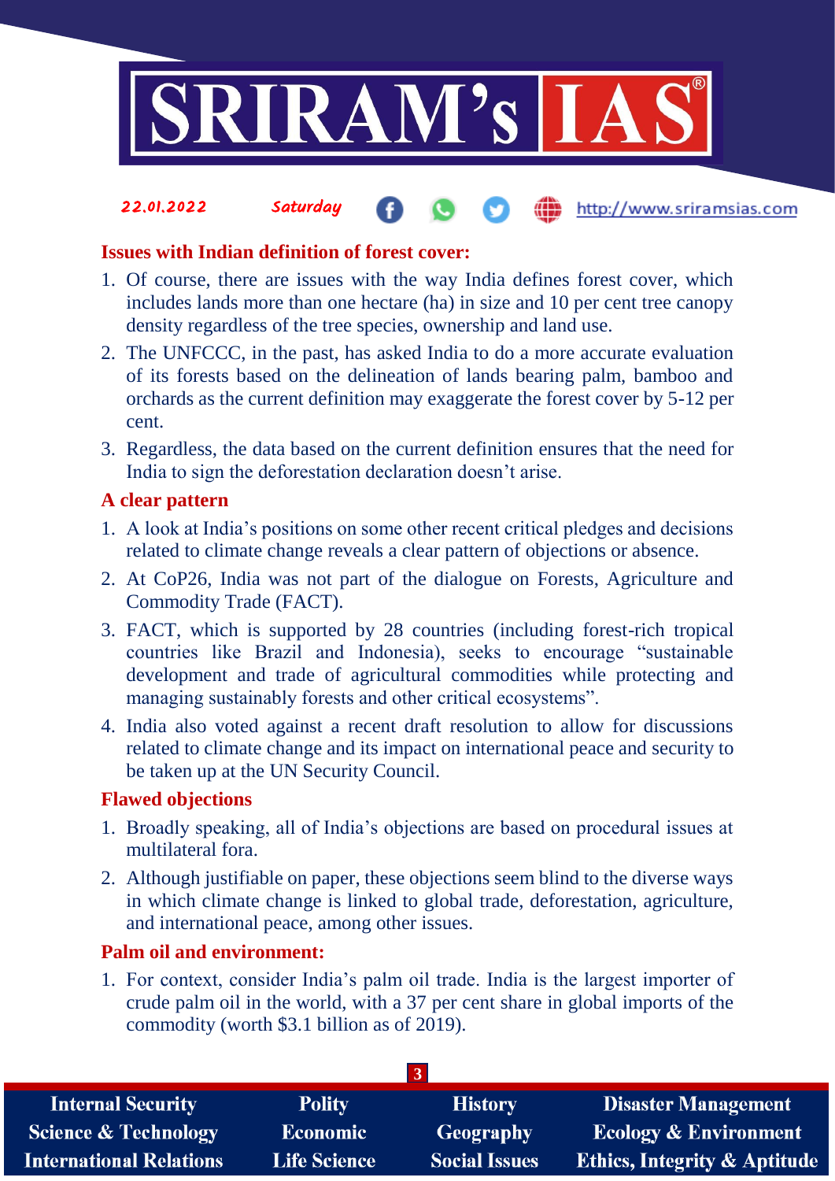### Issues with Indian definition of forest cover:

1. Of course, there are issues with the way India defines forest cover, which includes lands more than one hectare (ha) in size and 10 per cent tree canopy density regardless of the tree species, ownership and land use.
2. The UNFCCC, in the past, has asked India to do a more accurate evaluation of its forests based on the delineation of lands bearing palm, bamboo and orchards as the current definition may exaggerate the forest cover by 5-12 per cent.
3. Regardless, the data based on the current definition ensures that the need for India to sign the deforestation declaration doesn't arise.

### A clear pattern

1. A look at India's positions on some other recent critical pledges and decisions related to climate change reveals a clear pattern of objections or absence.
2. At CoP26, India was not part of the dialogue on Forests, Agriculture and Commodity Trade (FACT).
3. FACT, which is supported by 28 countries (including forest-rich tropical countries like Brazil and Indonesia), seeks to encourage "sustainable development and trade of agricultural commodities while protecting and managing sustainably forests and other critical ecosystems".
4. India also voted against a recent draft resolution to allow for discussions related to climate change and its impact on international peace and security to be taken up at the UN Security Council.

### Flawed objections

1. Broadly speaking, all of India's objections are based on procedural issues at multilateral fora.
2. Although justifiable on paper, these objections seem blind to the diverse ways in which climate change is linked to global trade, deforestation, agriculture, and international peace, among other issues.

### Palm oil and environment:

1. For context, consider India's palm oil trade. India is the largest importer of crude palm oil in the world, with a 37 per cent share in global imports of the commodity (worth $3.1 billion as of 2019).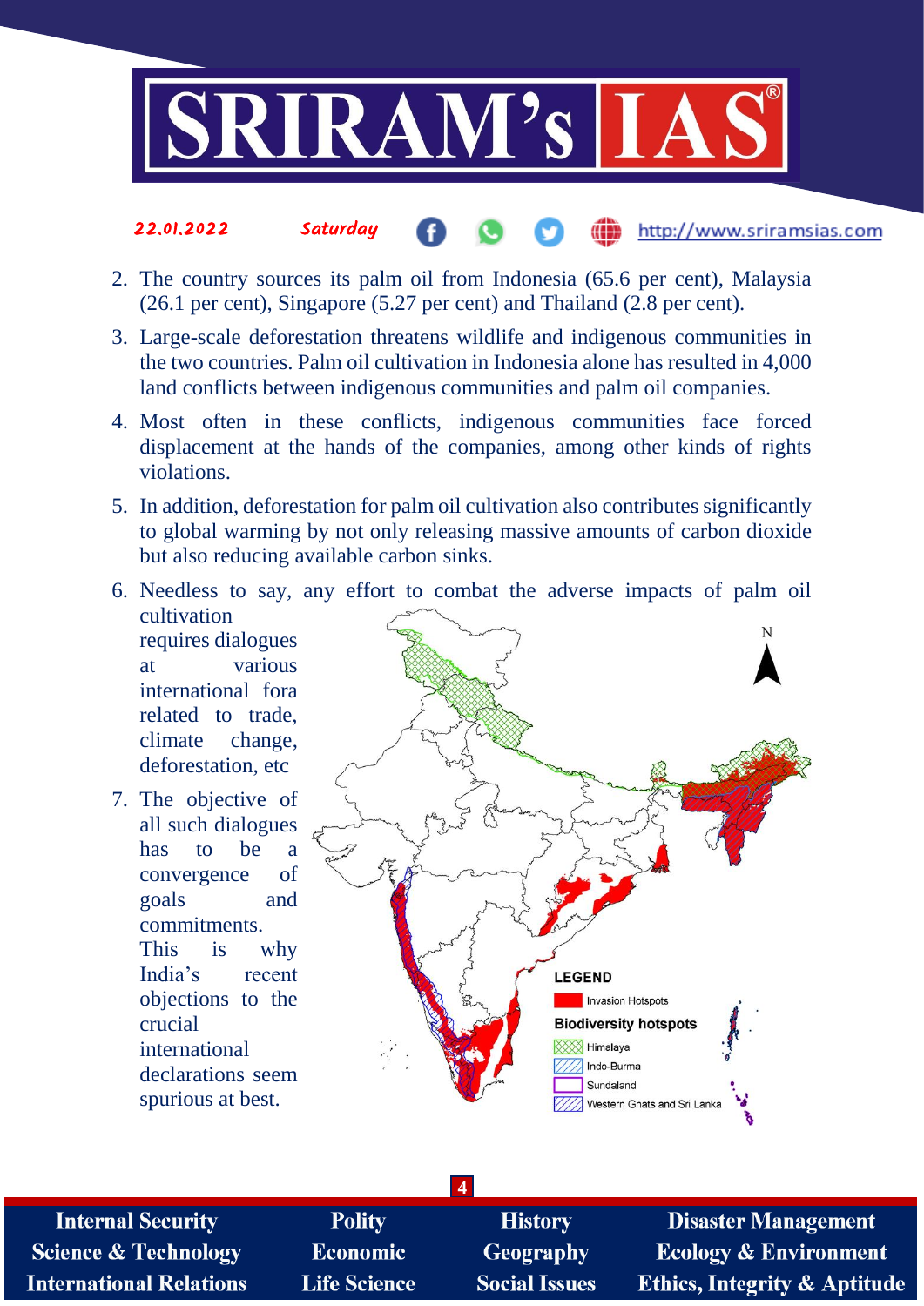2. The country sources its palm oil from Indonesia (65.6 per cent), Malaysia (26.1 per cent), Singapore (5.27 per cent) and Thailand (2.8 per cent).
3. Large-scale deforestation threatens wildlife and indigenous communities in the two countries. Palm oil cultivation in Indonesia alone has resulted in 4,000 land conflicts between indigenous communities and palm oil companies.
4. Most often in these conflicts, indigenous communities face forced displacement at the hands of the companies, among other kinds of rights violations.
5. In addition, deforestation for palm oil cultivation also contributes significantly to global warming by not only releasing massive amounts of carbon dioxide but also reducing available carbon sinks.
6. Needless to say, any effort to combat the adverse impacts of palm oil cultivation requires dialogues at various international fora related to trade, climate change, deforestation, etc
7. The objective of all such dialogues has to be a convergence of goals and commitments. This is why India's recent objections to the crucial international declarations seem spurious at best.

LEGEND

- Invasion Hotspots

Biodiversity hotspots

- Himalaya
- Indo-Burma
- Sundaland
- Western Ghats and Sri Lanka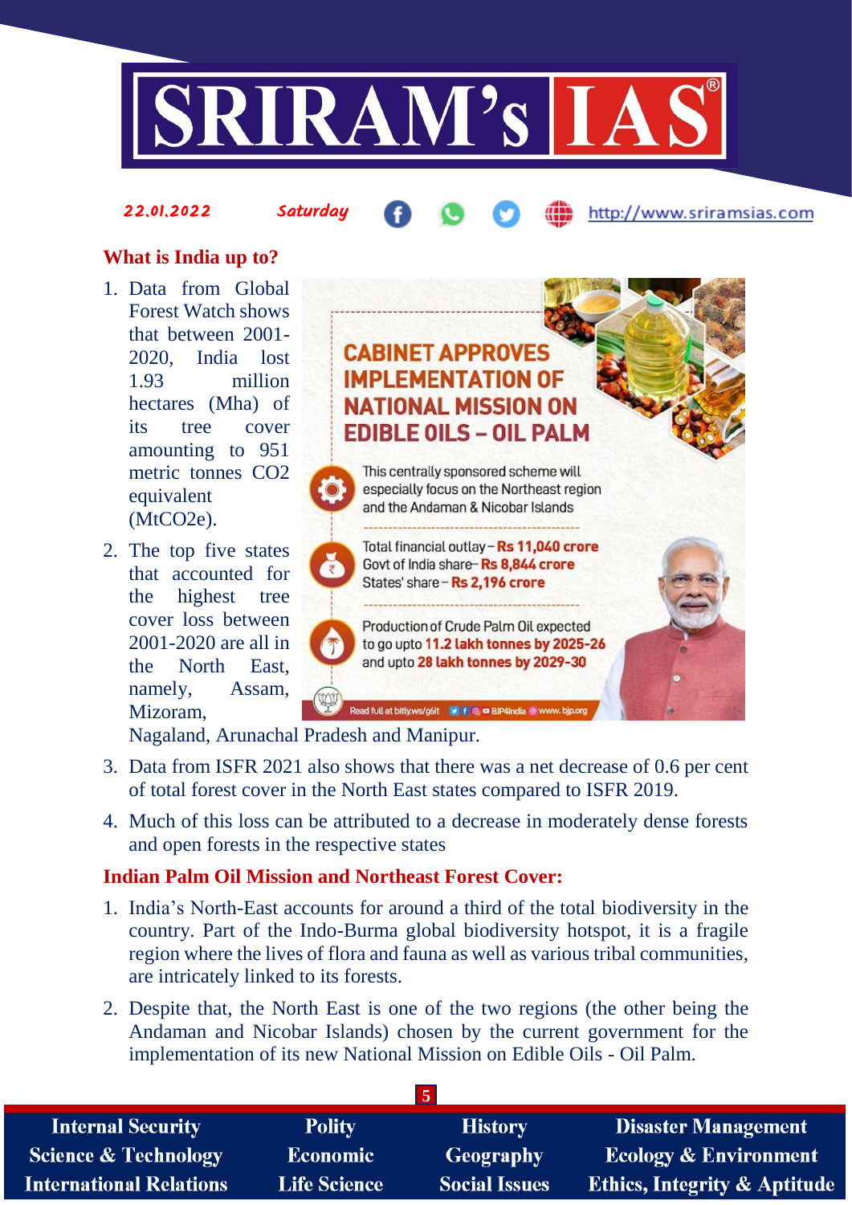## What is India up to?

1. Data from Global Forest Watch shows that between 2001-2020, India lost 1.93 million hectares (Mha) of its tree cover amounting to 951 metric tonnes $CO_2$ equivalent ($MtCO_2e$).
2. The top five states that accounted for the highest tree cover loss between 2001-2020 are all in the North East, namely, Assam, Mizoram, Nagaland, Arunachal Pradesh and Manipur.
3. Data from ISFR 2021 also shows that there was a net decrease of 0.6 per cent of total forest cover in the North East states compared to ISFR 2019.
4. Much of this loss can be attributed to a decrease in moderately dense forests and open forests in the respective states

**CABINET APPROVES IMPLEMENTATION OF NATIONAL MISSION ON EDIBLE OILS – OIL PALM**

This centrally sponsored scheme will especially focus on the Northeast region and the Andaman & Nicobar Islands

Total financial outlay – **Rs 11,040 crore**
Govt of India share– **Rs 8,844 crore**
States' share – **Rs 2,196 crore**

Production of Crude Palm Oil expected to go upto **11.2 lakh tonnes by 2025-26** and upto **28 lakh tonnes by 2029-30**

Read full at bitly.ws/g6it BJP4India www.bjp.org

## Indian Palm Oil Mission and Northeast Forest Cover:

1. India's North-East accounts for around a third of the total biodiversity in the country. Part of the Indo-Burma global biodiversity hotspot, it is a fragile region where the lives of flora and fauna as well as various tribal communities, are intricately linked to its forests.
2. Despite that, the North East is one of the two regions (the other being the Andaman and Nicobar Islands) chosen by the current government for the implementation of its new National Mission on Edible Oils - Oil Palm.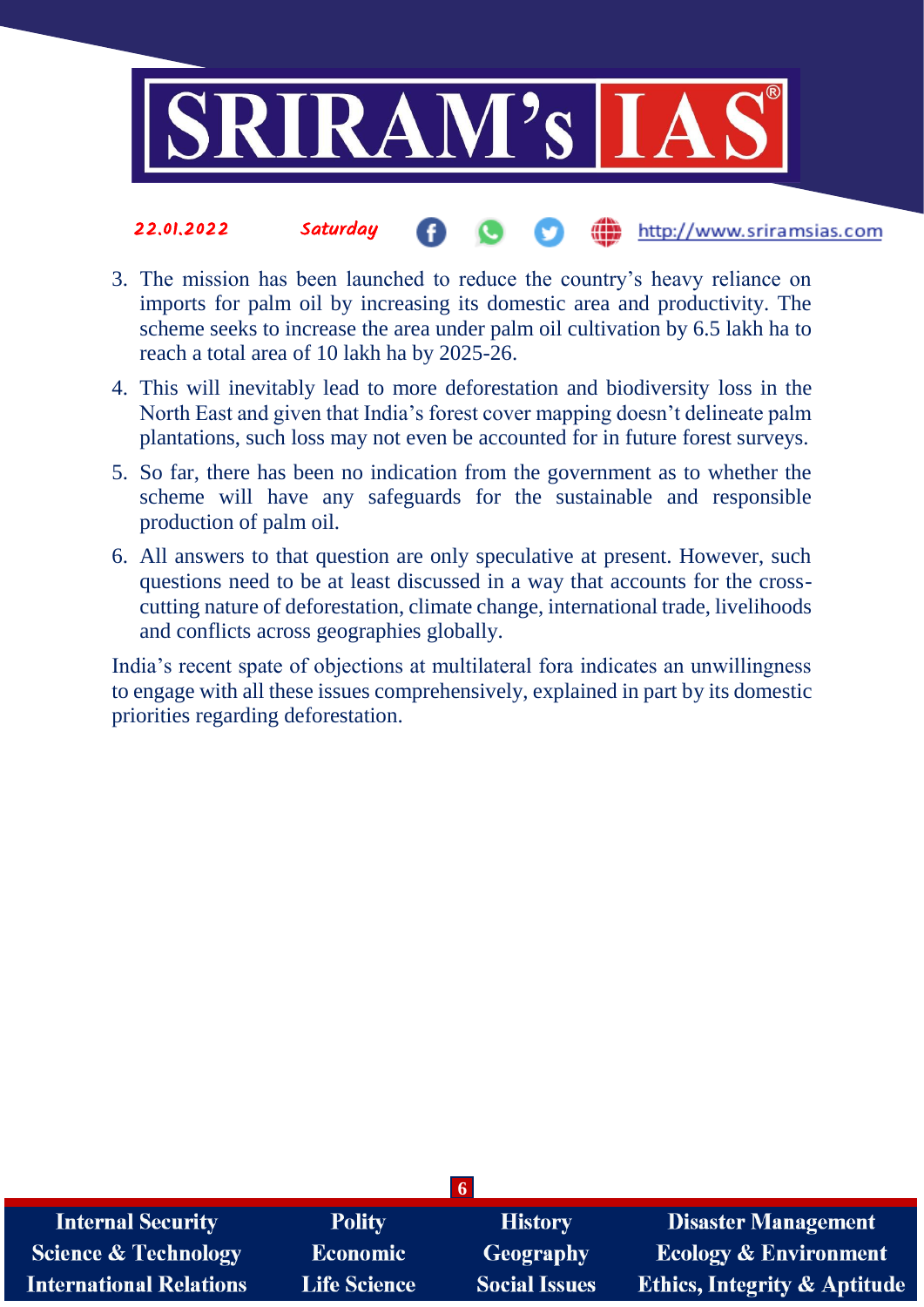3. The mission has been launched to reduce the country's heavy reliance on imports for palm oil by increasing its domestic area and productivity. The scheme seeks to increase the area under palm oil cultivation by 6.5 lakh ha to reach a total area of 10 lakh ha by 2025-26.
4. This will inevitably lead to more deforestation and biodiversity loss in the North East and given that India's forest cover mapping doesn't delineate palm plantations, such loss may not even be accounted for in future forest surveys.
5. So far, there has been no indication from the government as to whether the scheme will have any safeguards for the sustainable and responsible production of palm oil.
6. All answers to that question are only speculative at present. However, such questions need to be at least discussed in a way that accounts for the cross-cutting nature of deforestation, climate change, international trade, livelihoods and conflicts across geographies globally.

India's recent spate of objections at multilateral fora indicates an unwillingness to engage with all these issues comprehensively, explained in part by its domestic priorities regarding deforestation.